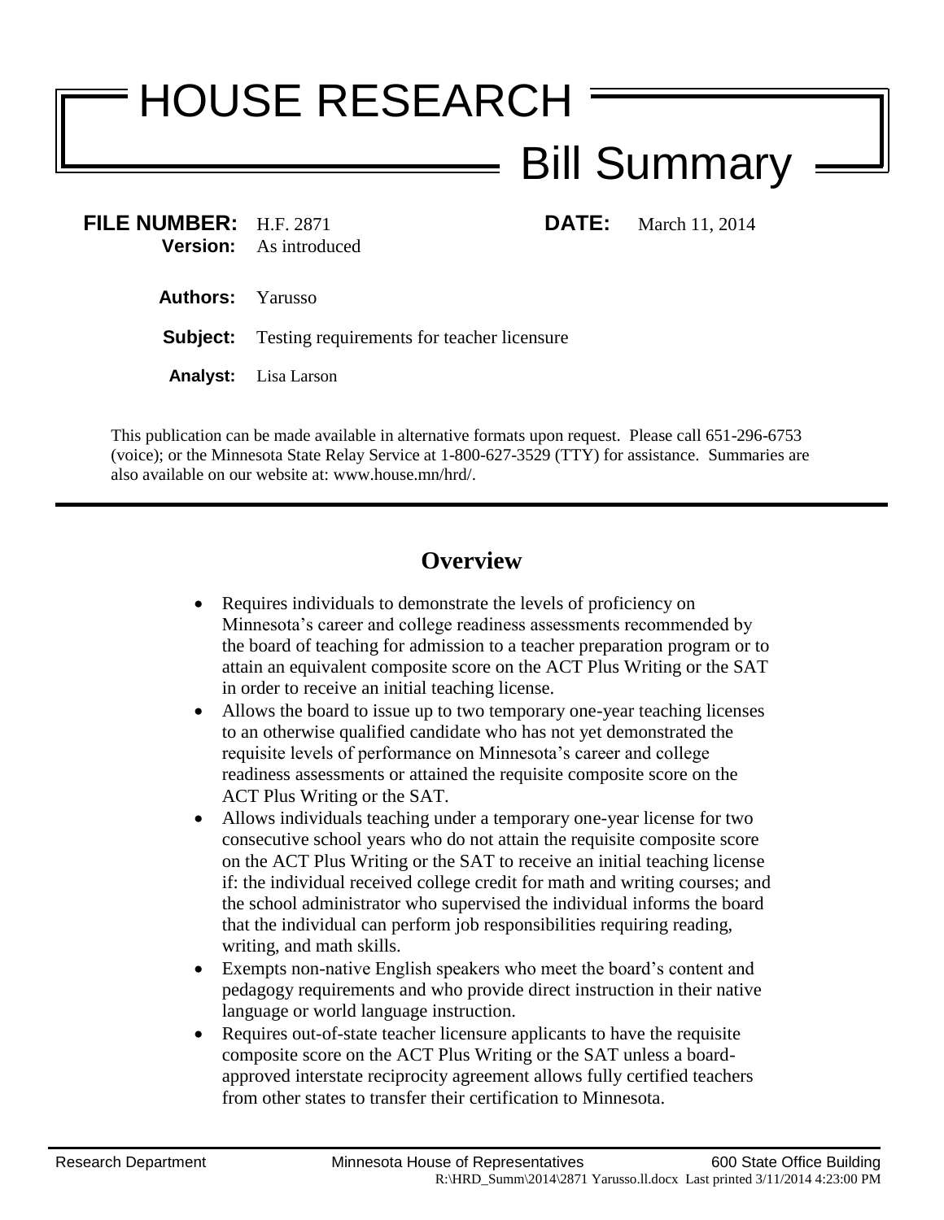# HOUSE RESEARCH

## Bill Summary

**FILE NUMBER:** H.F. 2871  
**Version:** As introduced  
**DATE:** March 11, 2014

**Authors:** Yarusso

**Subject:** Testing requirements for teacher licensure

**Analyst:** Lisa Larson

This publication can be made available in alternative formats upon request. Please call 651-296-6753 (voice); or the Minnesota State Relay Service at 1-800-627-3529 (TTY) for assistance. Summaries are also available on our website at: www.house.mn/hrd/.

---

## Overview

- Requires individuals to demonstrate the levels of proficiency on Minnesota's career and college readiness assessments recommended by the board of teaching for admission to a teacher preparation program or to attain an equivalent composite score on the ACT Plus Writing or the SAT in order to receive an initial teaching license.
- Allows the board to issue up to two temporary one-year teaching licenses to an otherwise qualified candidate who has not yet demonstrated the requisite levels of performance on Minnesota's career and college readiness assessments or attained the requisite composite score on the ACT Plus Writing or the SAT.
- Allows individuals teaching under a temporary one-year license for two consecutive school years who do not attain the requisite composite score on the ACT Plus Writing or the SAT to receive an initial teaching license if: the individual received college credit for math and writing courses; and the school administrator who supervised the individual informs the board that the individual can perform job responsibilities requiring reading, writing, and math skills.
- Exempts non-native English speakers who meet the board's content and pedagogy requirements and who provide direct instruction in their native language or world language instruction.
- Requires out-of-state teacher licensure applicants to have the requisite composite score on the ACT Plus Writing or the SAT unless a board-approved interstate reciprocity agreement allows fully certified teachers from other states to transfer their certification to Minnesota.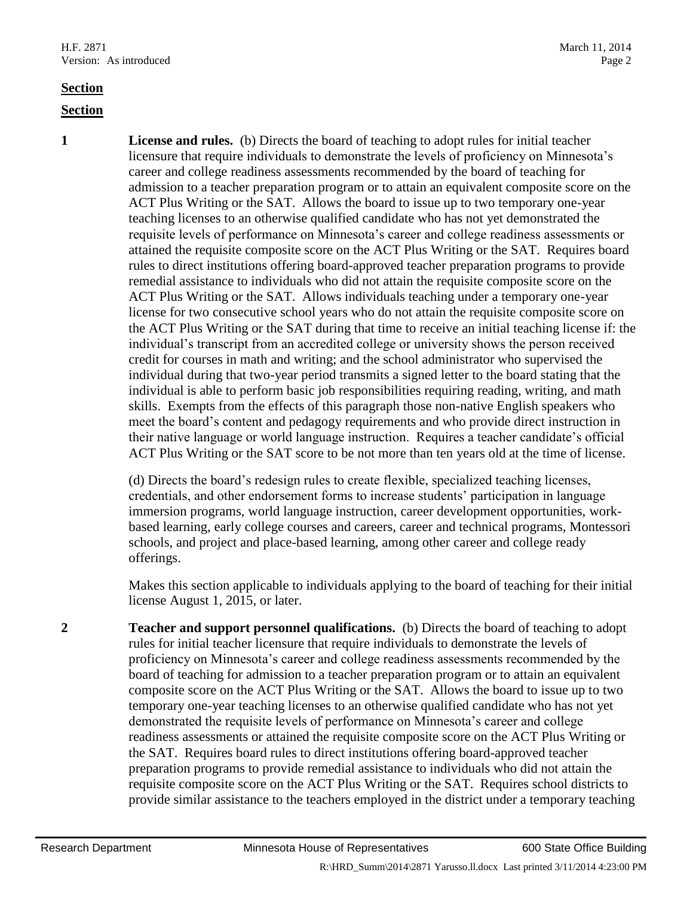**Section**

**Section**

**1** **License and rules.** (b) Directs the board of teaching to adopt rules for initial teacher licensure that require individuals to demonstrate the levels of proficiency on Minnesota's career and college readiness assessments recommended by the board of teaching for admission to a teacher preparation program or to attain an equivalent composite score on the ACT Plus Writing or the SAT. Allows the board to issue up to two temporary one-year teaching licenses to an otherwise qualified candidate who has not yet demonstrated the requisite levels of performance on Minnesota's career and college readiness assessments or attained the requisite composite score on the ACT Plus Writing or the SAT. Requires board rules to direct institutions offering board-approved teacher preparation programs to provide remedial assistance to individuals who did not attain the requisite composite score on the ACT Plus Writing or the SAT. Allows individuals teaching under a temporary one-year license for two consecutive school years who do not attain the requisite composite score on the ACT Plus Writing or the SAT during that time to receive an initial teaching license if: the individual's transcript from an accredited college or university shows the person received credit for courses in math and writing; and the school administrator who supervised the individual during that two-year period transmits a signed letter to the board stating that the individual is able to perform basic job responsibilities requiring reading, writing, and math skills. Exempts from the effects of this paragraph those non-native English speakers who meet the board's content and pedagogy requirements and who provide direct instruction in their native language or world language instruction. Requires a teacher candidate's official ACT Plus Writing or the SAT score to be not more than ten years old at the time of license.

(d) Directs the board's redesign rules to create flexible, specialized teaching licenses, credentials, and other endorsement forms to increase students' participation in language immersion programs, world language instruction, career development opportunities, work-based learning, early college courses and careers, career and technical programs, Montessori schools, and project and place-based learning, among other career and college ready offerings.

Makes this section applicable to individuals applying to the board of teaching for their initial license August 1, 2015, or later.

**2** **Teacher and support personnel qualifications.** (b) Directs the board of teaching to adopt rules for initial teacher licensure that require individuals to demonstrate the levels of proficiency on Minnesota's career and college readiness assessments recommended by the board of teaching for admission to a teacher preparation program or to attain an equivalent composite score on the ACT Plus Writing or the SAT. Allows the board to issue up to two temporary one-year teaching licenses to an otherwise qualified candidate who has not yet demonstrated the requisite levels of performance on Minnesota's career and college readiness assessments or attained the requisite composite score on the ACT Plus Writing or the SAT. Requires board rules to direct institutions offering board-approved teacher preparation programs to provide remedial assistance to individuals who did not attain the requisite composite score on the ACT Plus Writing or the SAT. Requires school districts to provide similar assistance to the teachers employed in the district under a temporary teaching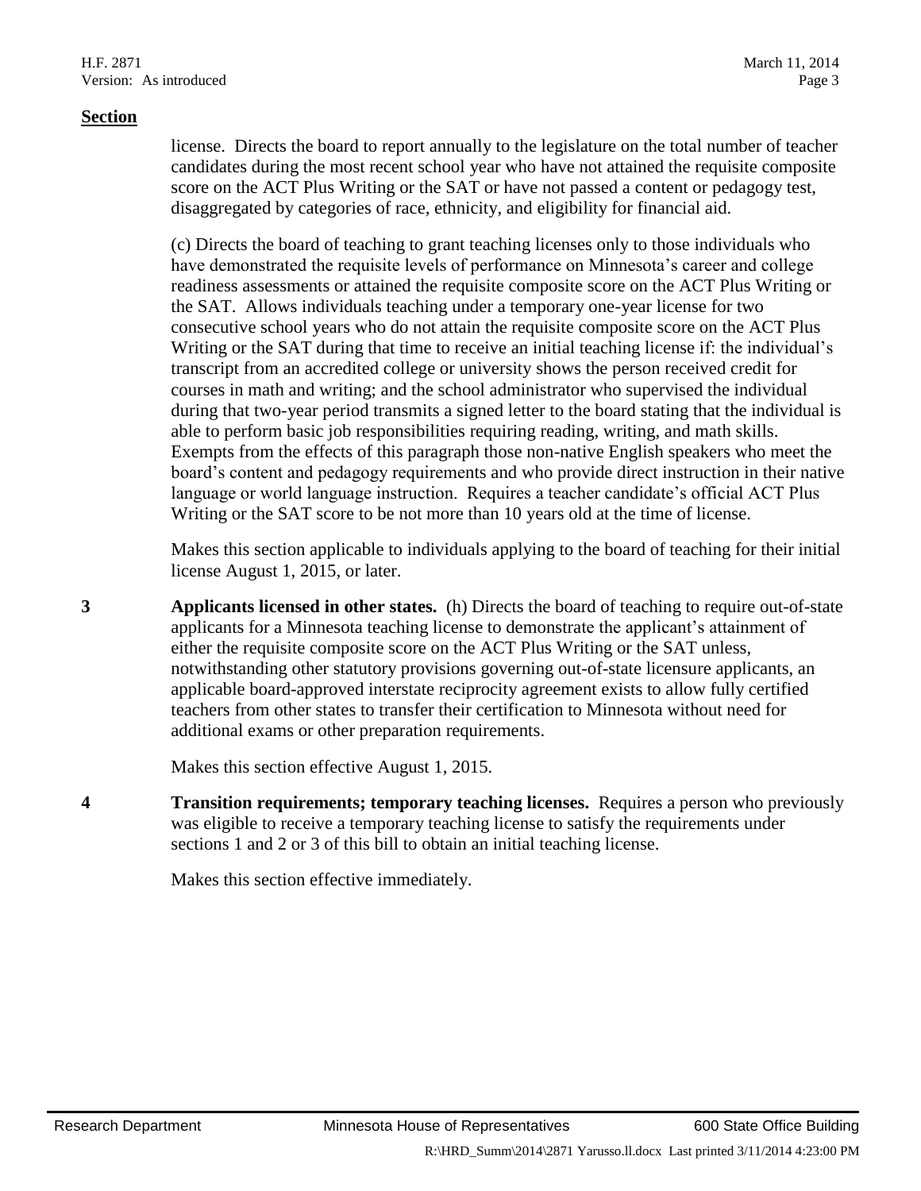**Section**

license. Directs the board to report annually to the legislature on the total number of teacher candidates during the most recent school year who have not attained the requisite composite score on the ACT Plus Writing or the SAT or have not passed a content or pedagogy test, disaggregated by categories of race, ethnicity, and eligibility for financial aid.

(c) Directs the board of teaching to grant teaching licenses only to those individuals who have demonstrated the requisite levels of performance on Minnesota's career and college readiness assessments or attained the requisite composite score on the ACT Plus Writing or the SAT. Allows individuals teaching under a temporary one-year license for two consecutive school years who do not attain the requisite composite score on the ACT Plus Writing or the SAT during that time to receive an initial teaching license if: the individual's transcript from an accredited college or university shows the person received credit for courses in math and writing; and the school administrator who supervised the individual during that two-year period transmits a signed letter to the board stating that the individual is able to perform basic job responsibilities requiring reading, writing, and math skills. Exempts from the effects of this paragraph those non-native English speakers who meet the board's content and pedagogy requirements and who provide direct instruction in their native language or world language instruction. Requires a teacher candidate's official ACT Plus Writing or the SAT score to be not more than 10 years old at the time of license.

Makes this section applicable to individuals applying to the board of teaching for their initial license August 1, 2015, or later.

**3** **Applicants licensed in other states.** (h) Directs the board of teaching to require out-of-state applicants for a Minnesota teaching license to demonstrate the applicant's attainment of either the requisite composite score on the ACT Plus Writing or the SAT unless, notwithstanding other statutory provisions governing out-of-state licensure applicants, an applicable board-approved interstate reciprocity agreement exists to allow fully certified teachers from other states to transfer their certification to Minnesota without need for additional exams or other preparation requirements.

Makes this section effective August 1, 2015.

**4** **Transition requirements; temporary teaching licenses.** Requires a person who previously was eligible to receive a temporary teaching license to satisfy the requirements under sections 1 and 2 or 3 of this bill to obtain an initial teaching license.

Makes this section effective immediately.